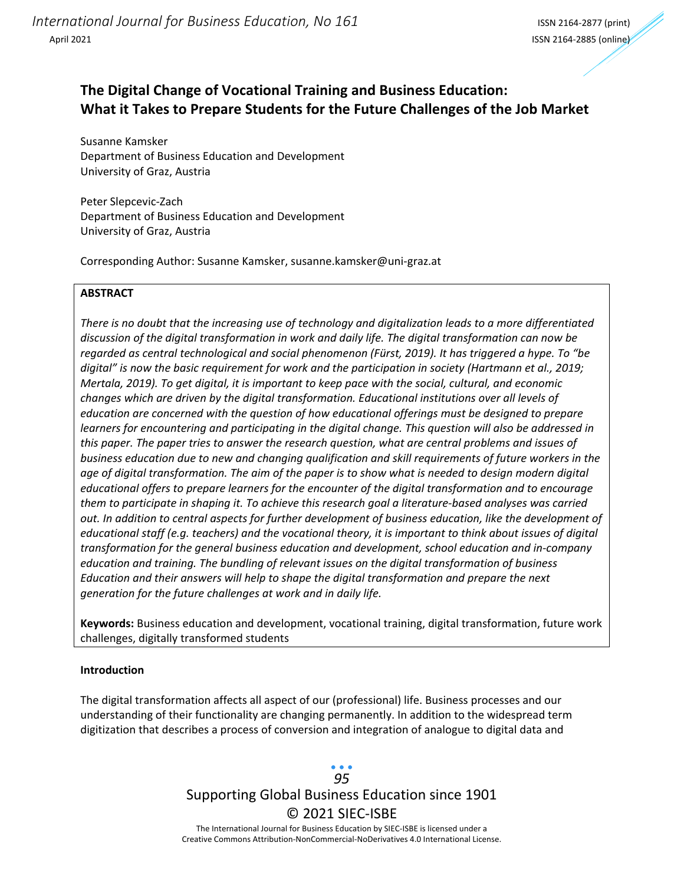# The Digital Change of Vocational Training and Business Education: What it Takes to Prepare Students for the Future Challenges of the Job Market

Susanne Kamsker
Department of Business Education and Development
University of Graz, Austria

Peter Slepcevic-Zach
Department of Business Education and Development
University of Graz, Austria

Corresponding Author: Susanne Kamsker, susanne.kamsker@uni-graz.at

**ABSTRACT**

*There is no doubt that the increasing use of technology and digitalization leads to a more differentiated discussion of the digital transformation in work and daily life. The digital transformation can now be regarded as central technological and social phenomenon (Fürst, 2019). It has triggered a hype. To "be digital" is now the basic requirement for work and the participation in society (Hartmann et al., 2019; Mertala, 2019). To get digital, it is important to keep pace with the social, cultural, and economic changes which are driven by the digital transformation. Educational institutions over all levels of education are concerned with the question of how educational offerings must be designed to prepare learners for encountering and participating in the digital change. This question will also be addressed in this paper. The paper tries to answer the research question, what are central problems and issues of business education due to new and changing qualification and skill requirements of future workers in the age of digital transformation. The aim of the paper is to show what is needed to design modern digital educational offers to prepare learners for the encounter of the digital transformation and to encourage them to participate in shaping it. To achieve this research goal a literature-based analyses was carried out. In addition to central aspects for further development of business education, like the development of educational staff (e.g. teachers) and the vocational theory, it is important to think about issues of digital transformation for the general business education and development, school education and in-company education and training. The bundling of relevant issues on the digital transformation of business Education and their answers will help to shape the digital transformation and prepare the next generation for the future challenges at work and in daily life.*

**Keywords:** Business education and development, vocational training, digital transformation, future work challenges, digitally transformed students

## Introduction

The digital transformation affects all aspect of our (professional) life. Business processes and our understanding of their functionality are changing permanently. In addition to the widespread term digitization that describes a process of conversion and integration of analogue to digital data and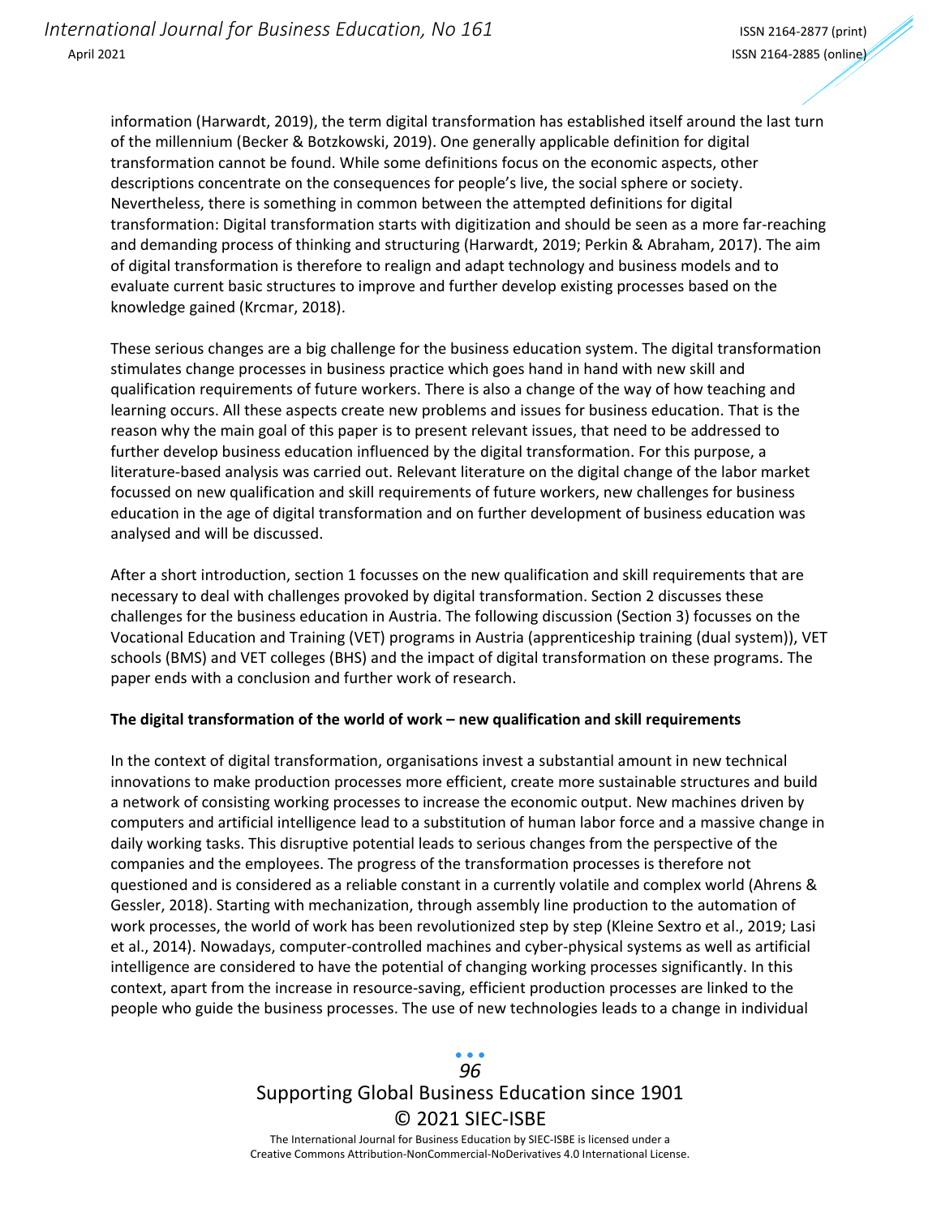information (Harwardt, 2019), the term digital transformation has established itself around the last turn of the millennium (Becker & Botzkowski, 2019). One generally applicable definition for digital transformation cannot be found. While some definitions focus on the economic aspects, other descriptions concentrate on the consequences for people's live, the social sphere or society. Nevertheless, there is something in common between the attempted definitions for digital transformation: Digital transformation starts with digitization and should be seen as a more far-reaching and demanding process of thinking and structuring (Harwardt, 2019; Perkin & Abraham, 2017). The aim of digital transformation is therefore to realign and adapt technology and business models and to evaluate current basic structures to improve and further develop existing processes based on the knowledge gained (Krcmar, 2018).

These serious changes are a big challenge for the business education system. The digital transformation stimulates change processes in business practice which goes hand in hand with new skill and qualification requirements of future workers. There is also a change of the way of how teaching and learning occurs. All these aspects create new problems and issues for business education. That is the reason why the main goal of this paper is to present relevant issues, that need to be addressed to further develop business education influenced by the digital transformation. For this purpose, a literature-based analysis was carried out. Relevant literature on the digital change of the labor market focussed on new qualification and skill requirements of future workers, new challenges for business education in the age of digital transformation and on further development of business education was analysed and will be discussed.

After a short introduction, section 1 focusses on the new qualification and skill requirements that are necessary to deal with challenges provoked by digital transformation. Section 2 discusses these challenges for the business education in Austria. The following discussion (Section 3) focusses on the Vocational Education and Training (VET) programs in Austria (apprenticeship training (dual system)), VET schools (BMS) and VET colleges (BHS) and the impact of digital transformation on these programs. The paper ends with a conclusion and further work of research.

**The digital transformation of the world of work – new qualification and skill requirements**

In the context of digital transformation, organisations invest a substantial amount in new technical innovations to make production processes more efficient, create more sustainable structures and build a network of consisting working processes to increase the economic output. New machines driven by computers and artificial intelligence lead to a substitution of human labor force and a massive change in daily working tasks. This disruptive potential leads to serious changes from the perspective of the companies and the employees. The progress of the transformation processes is therefore not questioned and is considered as a reliable constant in a currently volatile and complex world (Ahrens & Gessler, 2018). Starting with mechanization, through assembly line production to the automation of work processes, the world of work has been revolutionized step by step (Kleine Sextro et al., 2019; Lasi et al., 2014). Nowadays, computer-controlled machines and cyber-physical systems as well as artificial intelligence are considered to have the potential of changing working processes significantly. In this context, apart from the increase in resource-saving, efficient production processes are linked to the people who guide the business processes. The use of new technologies leads to a change in individual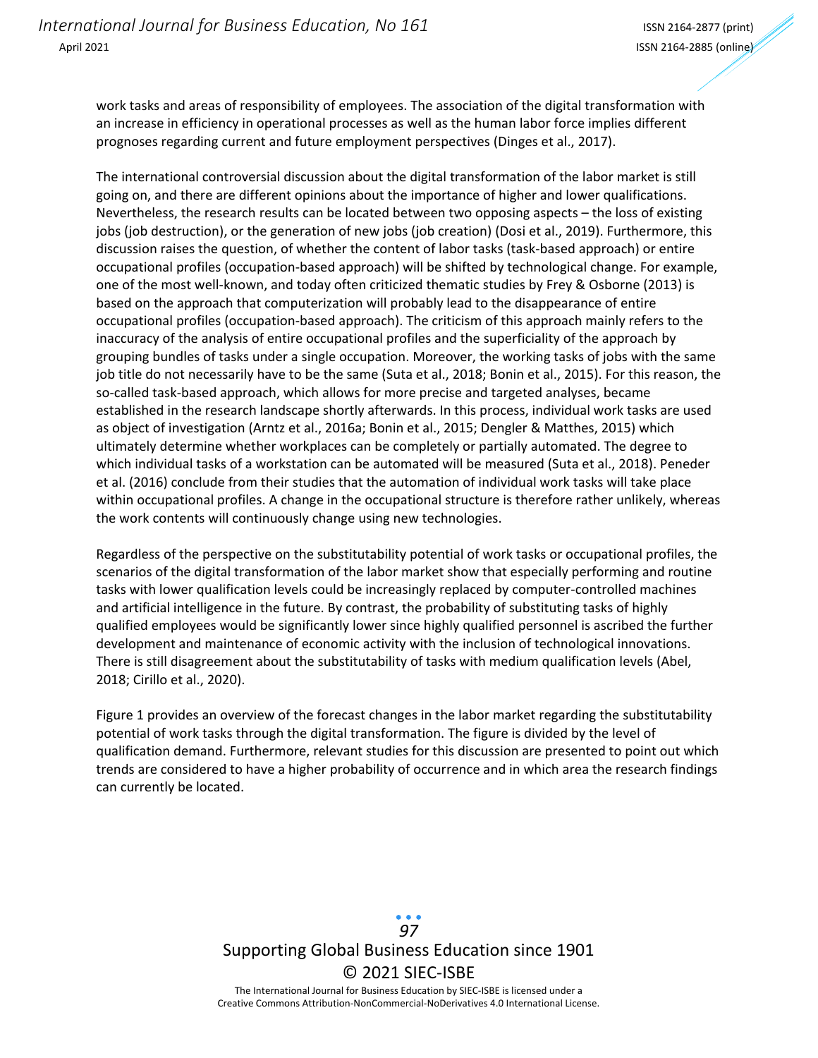work tasks and areas of responsibility of employees. The association of the digital transformation with an increase in efficiency in operational processes as well as the human labor force implies different prognoses regarding current and future employment perspectives (Dinges et al., 2017).

The international controversial discussion about the digital transformation of the labor market is still going on, and there are different opinions about the importance of higher and lower qualifications. Nevertheless, the research results can be located between two opposing aspects – the loss of existing jobs (job destruction), or the generation of new jobs (job creation) (Dosi et al., 2019). Furthermore, this discussion raises the question, of whether the content of labor tasks (task-based approach) or entire occupational profiles (occupation-based approach) will be shifted by technological change. For example, one of the most well-known, and today often criticized thematic studies by Frey & Osborne (2013) is based on the approach that computerization will probably lead to the disappearance of entire occupational profiles (occupation-based approach). The criticism of this approach mainly refers to the inaccuracy of the analysis of entire occupational profiles and the superficiality of the approach by grouping bundles of tasks under a single occupation. Moreover, the working tasks of jobs with the same job title do not necessarily have to be the same (Suta et al., 2018; Bonin et al., 2015). For this reason, the so-called task-based approach, which allows for more precise and targeted analyses, became established in the research landscape shortly afterwards. In this process, individual work tasks are used as object of investigation (Arntz et al., 2016a; Bonin et al., 2015; Dengler & Matthes, 2015) which ultimately determine whether workplaces can be completely or partially automated. The degree to which individual tasks of a workstation can be automated will be measured (Suta et al., 2018). Peneder et al. (2016) conclude from their studies that the automation of individual work tasks will take place within occupational profiles. A change in the occupational structure is therefore rather unlikely, whereas the work contents will continuously change using new technologies.

Regardless of the perspective on the substitutability potential of work tasks or occupational profiles, the scenarios of the digital transformation of the labor market show that especially performing and routine tasks with lower qualification levels could be increasingly replaced by computer-controlled machines and artificial intelligence in the future. By contrast, the probability of substituting tasks of highly qualified employees would be significantly lower since highly qualified personnel is ascribed the further development and maintenance of economic activity with the inclusion of technological innovations. There is still disagreement about the substitutability of tasks with medium qualification levels (Abel, 2018; Cirillo et al., 2020).

Figure 1 provides an overview of the forecast changes in the labor market regarding the substitutability potential of work tasks through the digital transformation. The figure is divided by the level of qualification demand. Furthermore, relevant studies for this discussion are presented to point out which trends are considered to have a higher probability of occurrence and in which area the research findings can currently be located.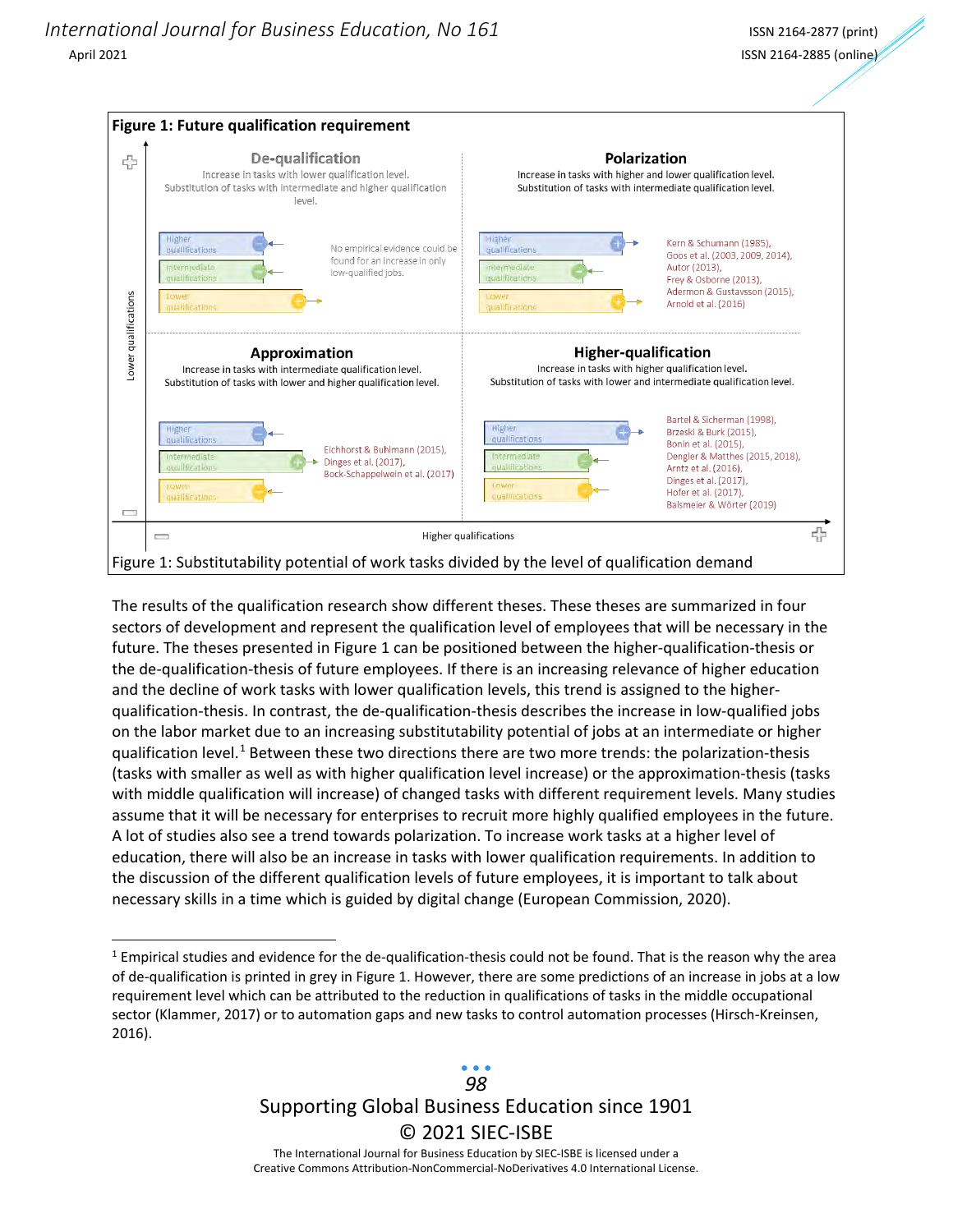**Figure 1: Future qualification requirement**

**De-qualification**
Increase in tasks with lower qualification level.
Substitution of tasks with intermediate and higher qualification level.

Higher qualifications
Intermediate qualifications
Lower qualifications

No empirical evidence could be found for an increase in only low-qualified jobs.

**Polarization**
Increase in tasks with higher and lower qualification level.
Substitution of tasks with intermediate qualification level.

Higher qualifications
Intermediate qualifications
Lower qualifications

Kern & Schumann (1985), Goos et al. (2003, 2009, 2014), Autor (2013), Frey & Osborne (2013), Adermon & Gustavsson (2015), Arnold et al. (2016)

**Approximation**
Increase in tasks with intermediate qualification level.
Substitution of tasks with lower and higher qualification level.

Higher qualifications
Intermediate qualifications
Lower qualifications

Eichhorst & Buhlmann (2015), Dinges et al. (2017), Bock-Schappelwein et al. (2017)

**Higher-qualification**
Increase in tasks with higher qualification level.
Substitution of tasks with lower and intermediate qualification level.

Higher qualifications
Intermediate qualifications
Lower qualifications

Bartel & Sicherman (1998), Brzeski & Burk (2015), Bonin et al. (2015), Dengler & Matthes (2015, 2018), Arntz et al. (2016), Dinges et al. (2017), Hofer et al. (2017), Balsmeier & Wörter (2019)

Lower qualifications (vertical axis) — Higher qualifications (horizontal axis)

Figure 1: Substitutability potential of work tasks divided by the level of qualification demand

The results of the qualification research show different theses. These theses are summarized in four sectors of development and represent the qualification level of employees that will be necessary in the future. The theses presented in Figure 1 can be positioned between the higher-qualification-thesis or the de-qualification-thesis of future employees. If there is an increasing relevance of higher education and the decline of work tasks with lower qualification levels, this trend is assigned to the higher-qualification-thesis. In contrast, the de-qualification-thesis describes the increase in low-qualified jobs on the labor market due to an increasing substitutability potential of jobs at an intermediate or higher qualification level.[1] Between these two directions there are two more trends: the polarization-thesis (tasks with smaller as well as with higher qualification level increase) or the approximation-thesis (tasks with middle qualification will increase) of changed tasks with different requirement levels. Many studies assume that it will be necessary for enterprises to recruit more highly qualified employees in the future. A lot of studies also see a trend towards polarization. To increase work tasks at a higher level of education, there will also be an increase in tasks with lower qualification requirements. In addition to the discussion of the different qualification levels of future employees, it is important to talk about necessary skills in a time which is guided by digital change (European Commission, 2020).

[1] Empirical studies and evidence for the de-qualification-thesis could not be found. That is the reason why the area of de-qualification is printed in grey in Figure 1. However, there are some predictions of an increase in jobs at a low requirement level which can be attributed to the reduction in qualifications of tasks in the middle occupational sector (Klammer, 2017) or to automation gaps and new tasks to control automation processes (Hirsch-Kreinsen, 2016).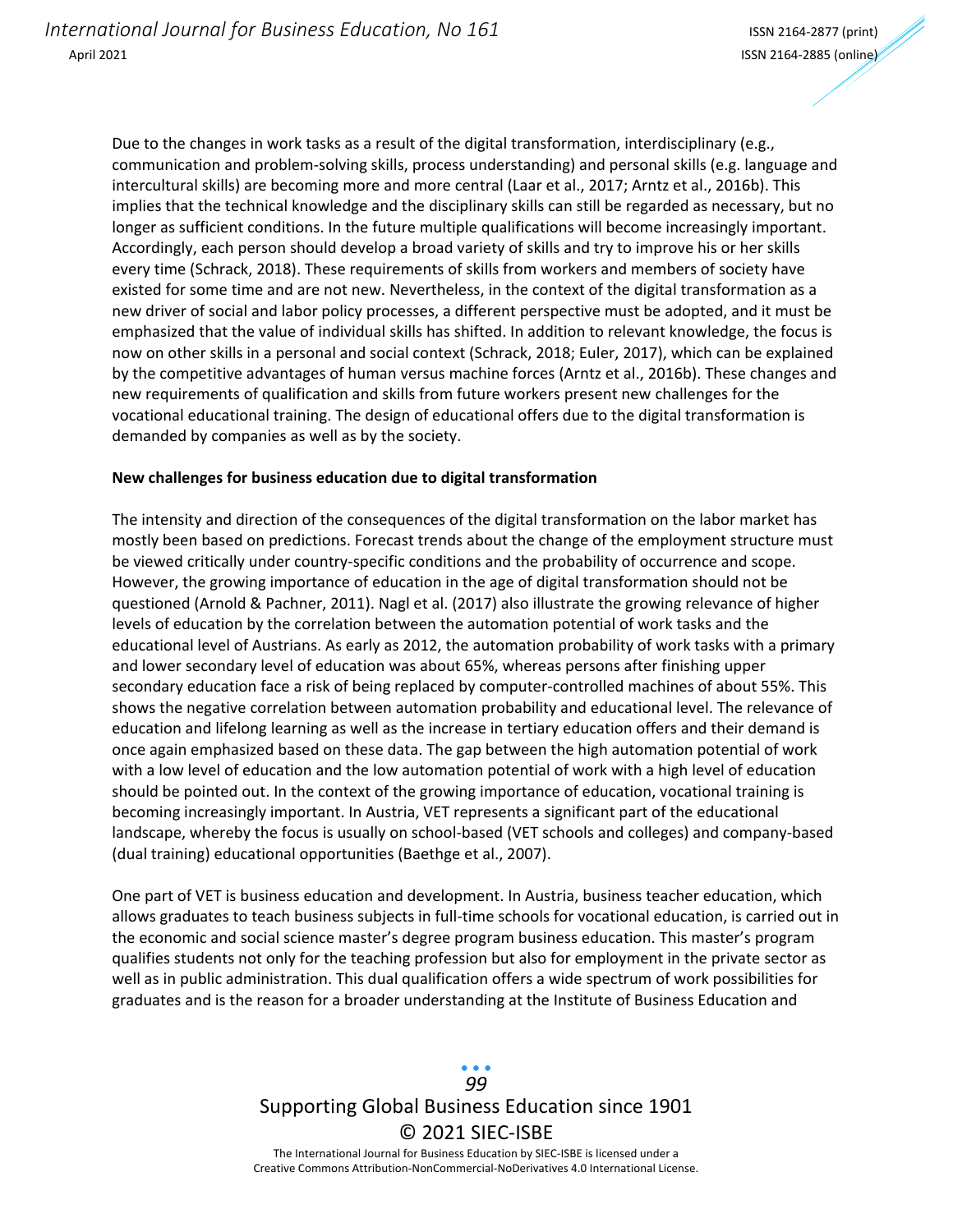Due to the changes in work tasks as a result of the digital transformation, interdisciplinary (e.g., communication and problem-solving skills, process understanding) and personal skills (e.g. language and intercultural skills) are becoming more and more central (Laar et al., 2017; Arntz et al., 2016b). This implies that the technical knowledge and the disciplinary skills can still be regarded as necessary, but no longer as sufficient conditions. In the future multiple qualifications will become increasingly important. Accordingly, each person should develop a broad variety of skills and try to improve his or her skills every time (Schrack, 2018). These requirements of skills from workers and members of society have existed for some time and are not new. Nevertheless, in the context of the digital transformation as a new driver of social and labor policy processes, a different perspective must be adopted, and it must be emphasized that the value of individual skills has shifted. In addition to relevant knowledge, the focus is now on other skills in a personal and social context (Schrack, 2018; Euler, 2017), which can be explained by the competitive advantages of human versus machine forces (Arntz et al., 2016b). These changes and new requirements of qualification and skills from future workers present new challenges for the vocational educational training. The design of educational offers due to the digital transformation is demanded by companies as well as by the society.

**New challenges for business education due to digital transformation**

The intensity and direction of the consequences of the digital transformation on the labor market has mostly been based on predictions. Forecast trends about the change of the employment structure must be viewed critically under country-specific conditions and the probability of occurrence and scope. However, the growing importance of education in the age of digital transformation should not be questioned (Arnold & Pachner, 2011). Nagl et al. (2017) also illustrate the growing relevance of higher levels of education by the correlation between the automation potential of work tasks and the educational level of Austrians. As early as 2012, the automation probability of work tasks with a primary and lower secondary level of education was about 65%, whereas persons after finishing upper secondary education face a risk of being replaced by computer-controlled machines of about 55%. This shows the negative correlation between automation probability and educational level. The relevance of education and lifelong learning as well as the increase in tertiary education offers and their demand is once again emphasized based on these data. The gap between the high automation potential of work with a low level of education and the low automation potential of work with a high level of education should be pointed out. In the context of the growing importance of education, vocational training is becoming increasingly important. In Austria, VET represents a significant part of the educational landscape, whereby the focus is usually on school-based (VET schools and colleges) and company-based (dual training) educational opportunities (Baethge et al., 2007).

One part of VET is business education and development. In Austria, business teacher education, which allows graduates to teach business subjects in full-time schools for vocational education, is carried out in the economic and social science master's degree program business education. This master's program qualifies students not only for the teaching profession but also for employment in the private sector as well as in public administration. This dual qualification offers a wide spectrum of work possibilities for graduates and is the reason for a broader understanding at the Institute of Business Education and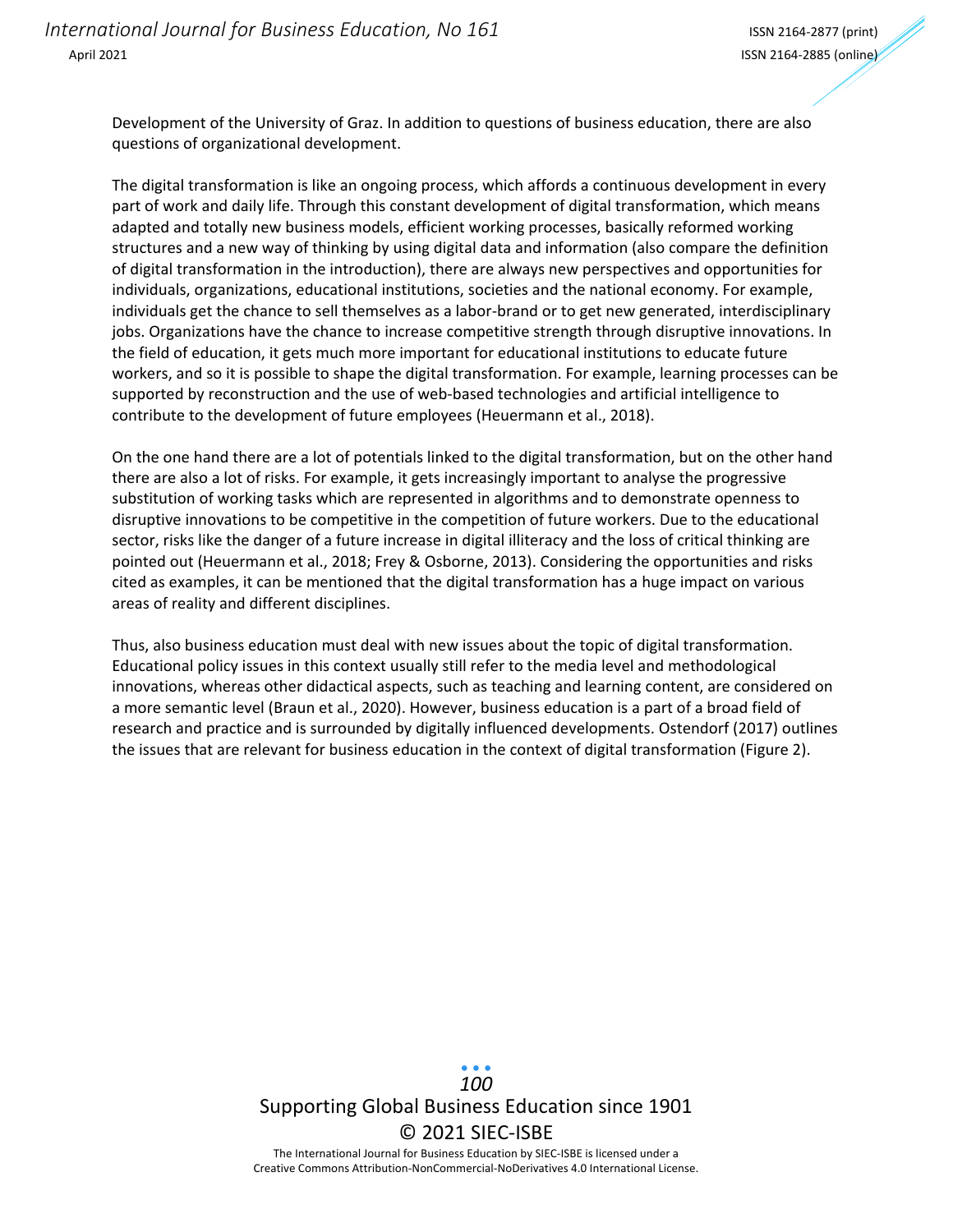Development of the University of Graz. In addition to questions of business education, there are also questions of organizational development.

The digital transformation is like an ongoing process, which affords a continuous development in every part of work and daily life. Through this constant development of digital transformation, which means adapted and totally new business models, efficient working processes, basically reformed working structures and a new way of thinking by using digital data and information (also compare the definition of digital transformation in the introduction), there are always new perspectives and opportunities for individuals, organizations, educational institutions, societies and the national economy. For example, individuals get the chance to sell themselves as a labor-brand or to get new generated, interdisciplinary jobs. Organizations have the chance to increase competitive strength through disruptive innovations. In the field of education, it gets much more important for educational institutions to educate future workers, and so it is possible to shape the digital transformation. For example, learning processes can be supported by reconstruction and the use of web-based technologies and artificial intelligence to contribute to the development of future employees (Heuermann et al., 2018).

On the one hand there are a lot of potentials linked to the digital transformation, but on the other hand there are also a lot of risks. For example, it gets increasingly important to analyse the progressive substitution of working tasks which are represented in algorithms and to demonstrate openness to disruptive innovations to be competitive in the competition of future workers. Due to the educational sector, risks like the danger of a future increase in digital illiteracy and the loss of critical thinking are pointed out (Heuermann et al., 2018; Frey & Osborne, 2013). Considering the opportunities and risks cited as examples, it can be mentioned that the digital transformation has a huge impact on various areas of reality and different disciplines.

Thus, also business education must deal with new issues about the topic of digital transformation. Educational policy issues in this context usually still refer to the media level and methodological innovations, whereas other didactical aspects, such as teaching and learning content, are considered on a more semantic level (Braun et al., 2020). However, business education is a part of a broad field of research and practice and is surrounded by digitally influenced developments. Ostendorf (2017) outlines the issues that are relevant for business education in the context of digital transformation (Figure 2).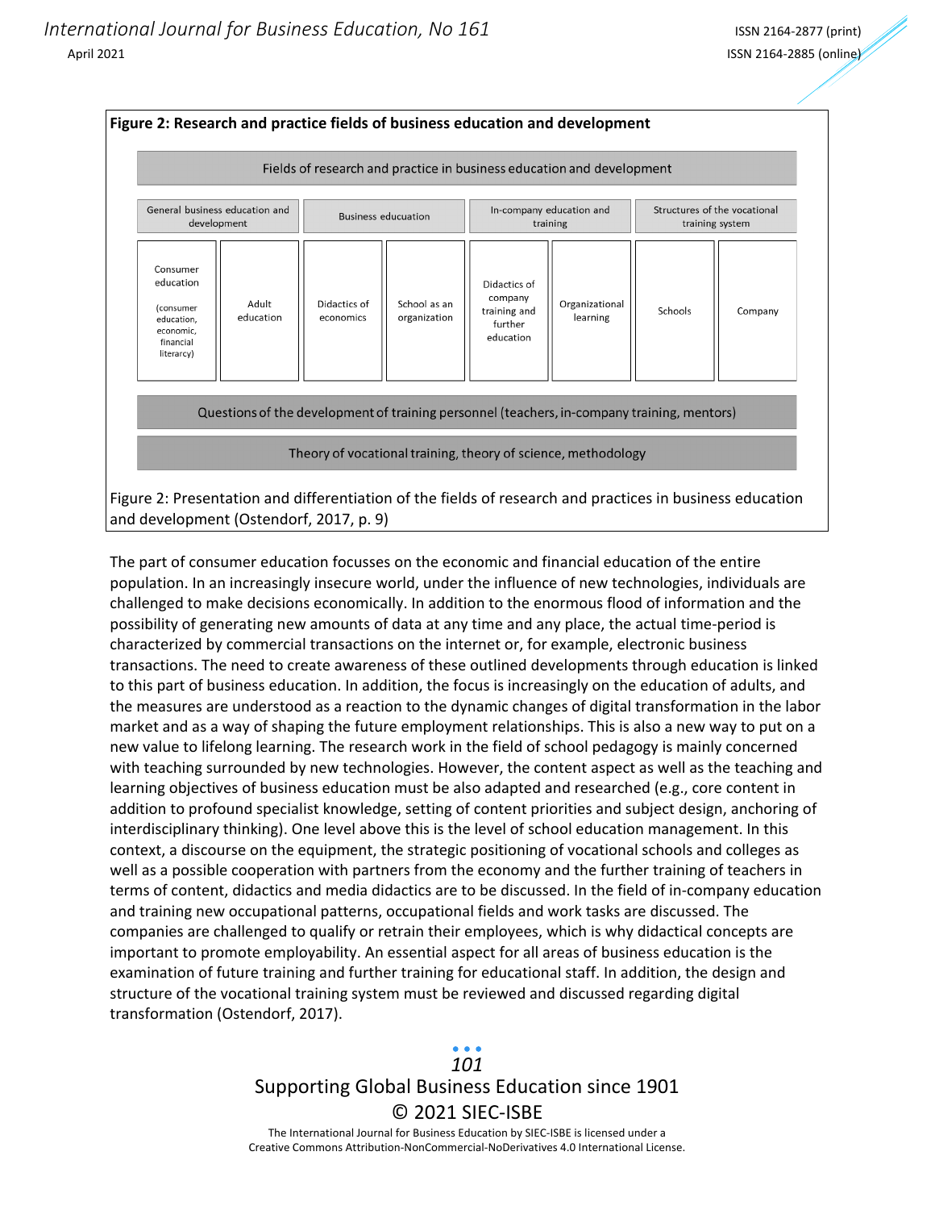**Figure 2: Research and practice fields of business education and development**

| Fields of research and practice in business education and development | | | | | | | |
|---|---|---|---|---|---|---|---|
| General business education and development | | Business education | | In-company education and training | | Structures of the vocational training system | |
| Consumer education (consumer education, economic, financial literacy) | Adult education | Didactics of economics | School as an organization | Didactics of company training and further education | Organizational learning | Schools | Company |
| Questions of the development of training personnel (teachers, in-company training, mentors) | | | | | | | |
| Theory of vocational training, theory of science, methodology | | | | | | | |

Figure 2: Presentation and differentiation of the fields of research and practices in business education and development (Ostendorf, 2017, p. 9)

The part of consumer education focusses on the economic and financial education of the entire population. In an increasingly insecure world, under the influence of new technologies, individuals are challenged to make decisions economically. In addition to the enormous flood of information and the possibility of generating new amounts of data at any time and any place, the actual time-period is characterized by commercial transactions on the internet or, for example, electronic business transactions. The need to create awareness of these outlined developments through education is linked to this part of business education. In addition, the focus is increasingly on the education of adults, and the measures are understood as a reaction to the dynamic changes of digital transformation in the labor market and as a way of shaping the future employment relationships. This is also a new way to put on a new value to lifelong learning. The research work in the field of school pedagogy is mainly concerned with teaching surrounded by new technologies. However, the content aspect as well as the teaching and learning objectives of business education must be also adapted and researched (e.g., core content in addition to profound specialist knowledge, setting of content priorities and subject design, anchoring of interdisciplinary thinking). One level above this is the level of school education management. In this context, a discourse on the equipment, the strategic positioning of vocational schools and colleges as well as a possible cooperation with partners from the economy and the further training of teachers in terms of content, didactics and media didactics are to be discussed. In the field of in-company education and training new occupational patterns, occupational fields and work tasks are discussed. The companies are challenged to qualify or retrain their employees, which is why didactical concepts are important to promote employability. An essential aspect for all areas of business education is the examination of future training and further training for educational staff. In addition, the design and structure of the vocational training system must be reviewed and discussed regarding digital transformation (Ostendorf, 2017).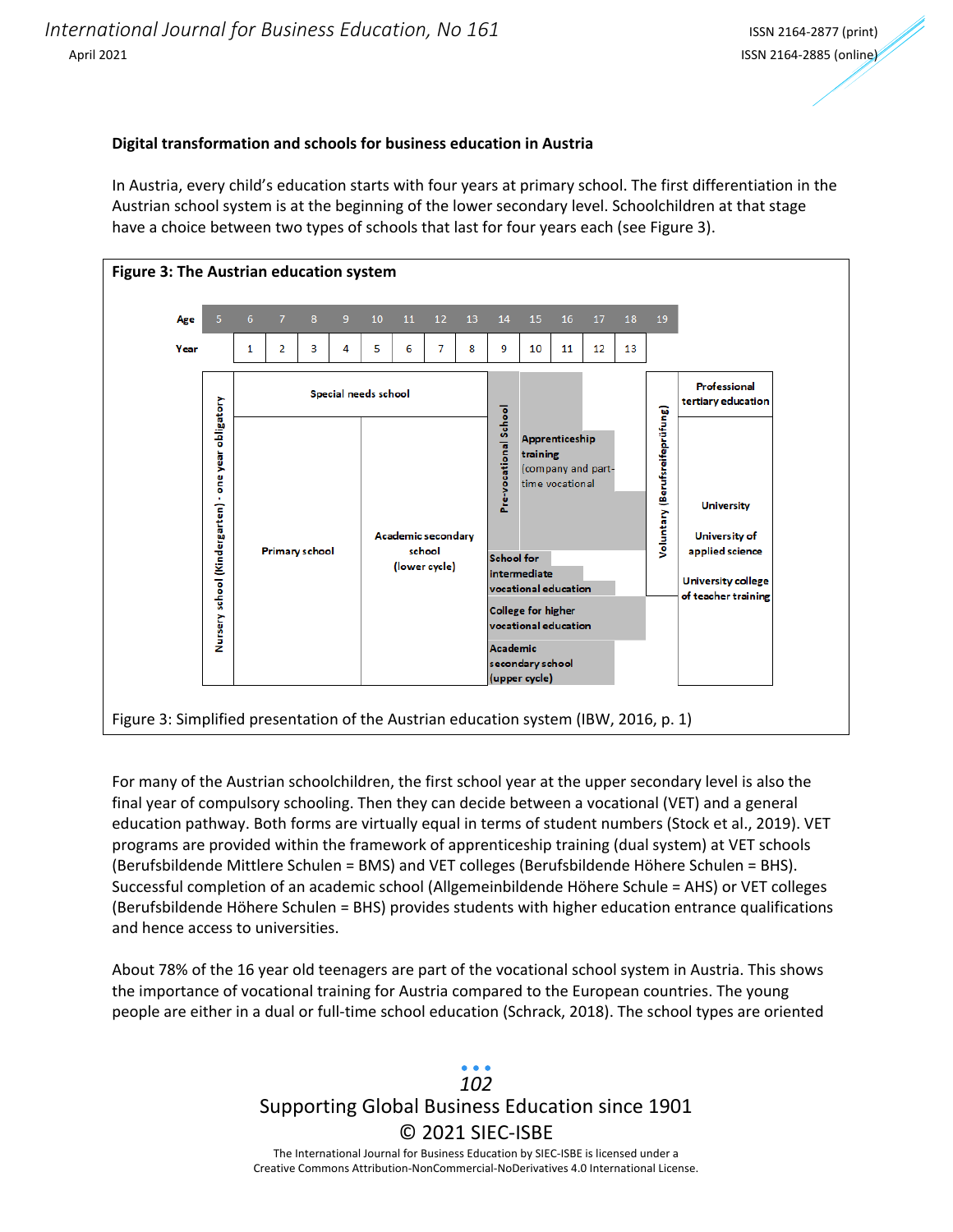**Digital transformation and schools for business education in Austria**

In Austria, every child's education starts with four years at primary school. The first differentiation in the Austrian school system is at the beginning of the lower secondary level. Schoolchildren at that stage have a choice between two types of schools that last for four years each (see Figure 3).

**Figure 3: The Austrian education system**

| Age | 5 | 6 | 7 | 8 | 9 | 10 | 11 | 12 | 13 | 14 | 15 | 16 | 17 | 18 | 19 |
|---|---|---|---|---|---|---|---|---|---|---|---|---|---|---|---|
| Year | | 1 | 2 | 3 | 4 | 5 | 6 | 7 | 8 | 9 | 10 | 11 | 12 | 13 | |

- Nursery school (Kindergarten) - one year obligatory
- Special needs school
- Primary school
- Academic secondary school (lower cycle)
- Pre-vocational School
- Apprenticeship training (company and part-time vocational
- School for intermediate vocational education
- College for higher vocational education
- Academic secondary school (upper cycle)
- Voluntary (Berufsreifeprüfung)
- Professional tertiary education
- University
- University of applied science
- University college of teacher training

Figure 3: Simplified presentation of the Austrian education system (IBW, 2016, p. 1)

For many of the Austrian schoolchildren, the first school year at the upper secondary level is also the final year of compulsory schooling. Then they can decide between a vocational (VET) and a general education pathway. Both forms are virtually equal in terms of student numbers (Stock et al., 2019). VET programs are provided within the framework of apprenticeship training (dual system) at VET schools (Berufsbildende Mittlere Schulen = BMS) and VET colleges (Berufsbildende Höhere Schulen = BHS). Successful completion of an academic school (Allgemeinbildende Höhere Schule = AHS) or VET colleges (Berufsbildende Höhere Schulen = BHS) provides students with higher education entrance qualifications and hence access to universities.

About 78% of the 16 year old teenagers are part of the vocational school system in Austria. This shows the importance of vocational training for Austria compared to the European countries. The young people are either in a dual or full-time school education (Schrack, 2018). The school types are oriented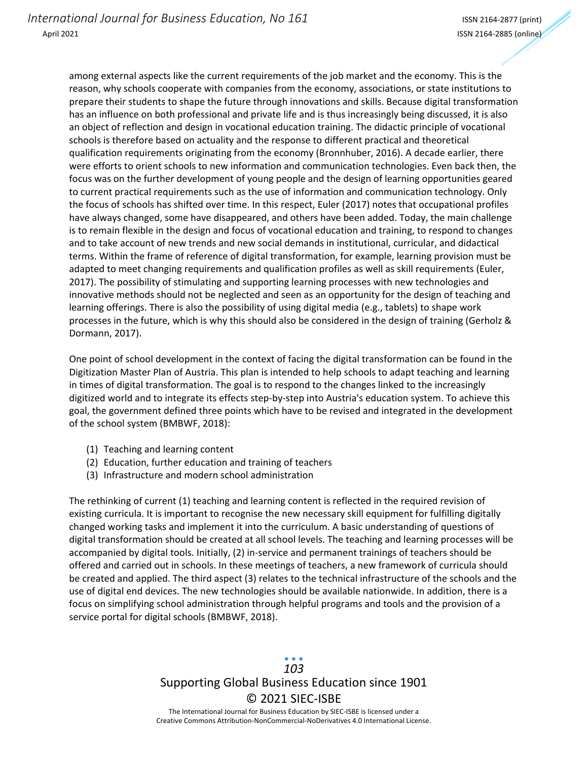among external aspects like the current requirements of the job market and the economy. This is the reason, why schools cooperate with companies from the economy, associations, or state institutions to prepare their students to shape the future through innovations and skills. Because digital transformation has an influence on both professional and private life and is thus increasingly being discussed, it is also an object of reflection and design in vocational education training. The didactic principle of vocational schools is therefore based on actuality and the response to different practical and theoretical qualification requirements originating from the economy (Bronnhuber, 2016). A decade earlier, there were efforts to orient schools to new information and communication technologies. Even back then, the focus was on the further development of young people and the design of learning opportunities geared to current practical requirements such as the use of information and communication technology. Only the focus of schools has shifted over time. In this respect, Euler (2017) notes that occupational profiles have always changed, some have disappeared, and others have been added. Today, the main challenge is to remain flexible in the design and focus of vocational education and training, to respond to changes and to take account of new trends and new social demands in institutional, curricular, and didactical terms. Within the frame of reference of digital transformation, for example, learning provision must be adapted to meet changing requirements and qualification profiles as well as skill requirements (Euler, 2017). The possibility of stimulating and supporting learning processes with new technologies and innovative methods should not be neglected and seen as an opportunity for the design of teaching and learning offerings. There is also the possibility of using digital media (e.g., tablets) to shape work processes in the future, which is why this should also be considered in the design of training (Gerholz & Dormann, 2017).

One point of school development in the context of facing the digital transformation can be found in the Digitization Master Plan of Austria. This plan is intended to help schools to adapt teaching and learning in times of digital transformation. The goal is to respond to the changes linked to the increasingly digitized world and to integrate its effects step-by-step into Austria's education system. To achieve this goal, the government defined three points which have to be revised and integrated in the development of the school system (BMBWF, 2018):

(1) Teaching and learning content
(2) Education, further education and training of teachers
(3) Infrastructure and modern school administration

The rethinking of current (1) teaching and learning content is reflected in the required revision of existing curricula. It is important to recognise the new necessary skill equipment for fulfilling digitally changed working tasks and implement it into the curriculum. A basic understanding of questions of digital transformation should be created at all school levels. The teaching and learning processes will be accompanied by digital tools. Initially, (2) in-service and permanent trainings of teachers should be offered and carried out in schools. In these meetings of teachers, a new framework of curricula should be created and applied. The third aspect (3) relates to the technical infrastructure of the schools and the use of digital end devices. The new technologies should be available nationwide. In addition, there is a focus on simplifying school administration through helpful programs and tools and the provision of a service portal for digital schools (BMBWF, 2018).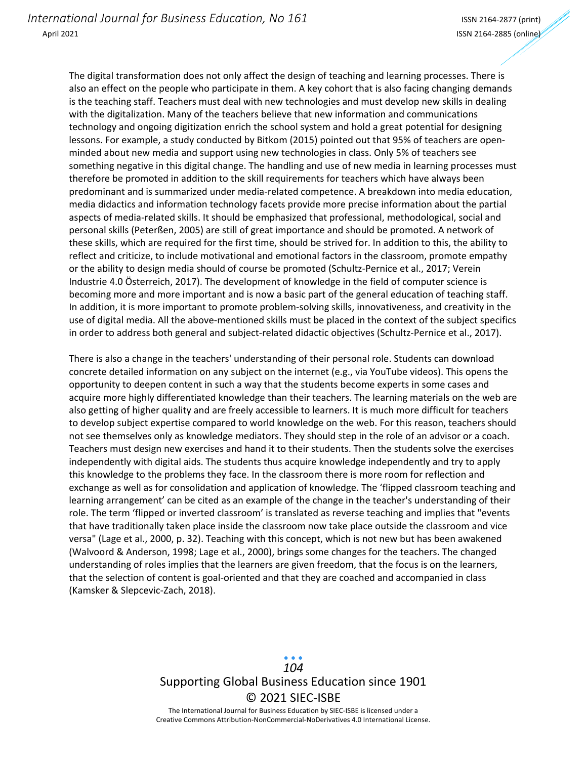The digital transformation does not only affect the design of teaching and learning processes. There is also an effect on the people who participate in them. A key cohort that is also facing changing demands is the teaching staff. Teachers must deal with new technologies and must develop new skills in dealing with the digitalization. Many of the teachers believe that new information and communications technology and ongoing digitization enrich the school system and hold a great potential for designing lessons. For example, a study conducted by Bitkom (2015) pointed out that 95% of teachers are open-minded about new media and support using new technologies in class. Only 5% of teachers see something negative in this digital change. The handling and use of new media in learning processes must therefore be promoted in addition to the skill requirements for teachers which have always been predominant and is summarized under media-related competence. A breakdown into media education, media didactics and information technology facets provide more precise information about the partial aspects of media-related skills. It should be emphasized that professional, methodological, social and personal skills (Peterßen, 2005) are still of great importance and should be promoted. A network of these skills, which are required for the first time, should be strived for. In addition to this, the ability to reflect and criticize, to include motivational and emotional factors in the classroom, promote empathy or the ability to design media should of course be promoted (Schultz-Pernice et al., 2017; Verein Industrie 4.0 Österreich, 2017). The development of knowledge in the field of computer science is becoming more and more important and is now a basic part of the general education of teaching staff. In addition, it is more important to promote problem-solving skills, innovativeness, and creativity in the use of digital media. All the above-mentioned skills must be placed in the context of the subject specifics in order to address both general and subject-related didactic objectives (Schultz-Pernice et al., 2017).

There is also a change in the teachers' understanding of their personal role. Students can download concrete detailed information on any subject on the internet (e.g., via YouTube videos). This opens the opportunity to deepen content in such a way that the students become experts in some cases and acquire more highly differentiated knowledge than their teachers. The learning materials on the web are also getting of higher quality and are freely accessible to learners. It is much more difficult for teachers to develop subject expertise compared to world knowledge on the web. For this reason, teachers should not see themselves only as knowledge mediators. They should step in the role of an advisor or a coach. Teachers must design new exercises and hand it to their students. Then the students solve the exercises independently with digital aids. The students thus acquire knowledge independently and try to apply this knowledge to the problems they face. In the classroom there is more room for reflection and exchange as well as for consolidation and application of knowledge. The 'flipped classroom teaching and learning arrangement' can be cited as an example of the change in the teacher's understanding of their role. The term 'flipped or inverted classroom' is translated as reverse teaching and implies that "events that have traditionally taken place inside the classroom now take place outside the classroom and vice versa" (Lage et al., 2000, p. 32). Teaching with this concept, which is not new but has been awakened (Walvoord & Anderson, 1998; Lage et al., 2000), brings some changes for the teachers. The changed understanding of roles implies that the learners are given freedom, that the focus is on the learners, that the selection of content is goal-oriented and that they are coached and accompanied in class (Kamsker & Slepcevic-Zach, 2018).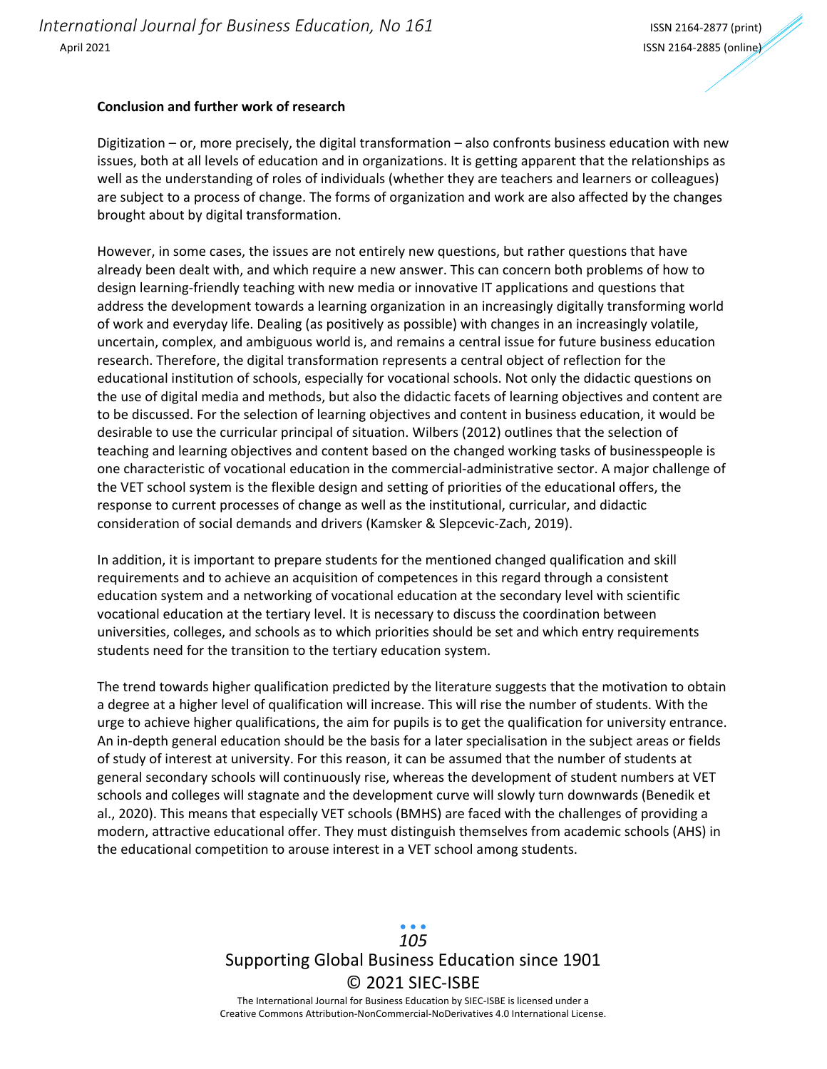**Conclusion and further work of research**

Digitization – or, more precisely, the digital transformation – also confronts business education with new issues, both at all levels of education and in organizations. It is getting apparent that the relationships as well as the understanding of roles of individuals (whether they are teachers and learners or colleagues) are subject to a process of change. The forms of organization and work are also affected by the changes brought about by digital transformation.

However, in some cases, the issues are not entirely new questions, but rather questions that have already been dealt with, and which require a new answer. This can concern both problems of how to design learning-friendly teaching with new media or innovative IT applications and questions that address the development towards a learning organization in an increasingly digitally transforming world of work and everyday life. Dealing (as positively as possible) with changes in an increasingly volatile, uncertain, complex, and ambiguous world is, and remains a central issue for future business education research. Therefore, the digital transformation represents a central object of reflection for the educational institution of schools, especially for vocational schools. Not only the didactic questions on the use of digital media and methods, but also the didactic facets of learning objectives and content are to be discussed. For the selection of learning objectives and content in business education, it would be desirable to use the curricular principal of situation. Wilbers (2012) outlines that the selection of teaching and learning objectives and content based on the changed working tasks of businesspeople is one characteristic of vocational education in the commercial-administrative sector. A major challenge of the VET school system is the flexible design and setting of priorities of the educational offers, the response to current processes of change as well as the institutional, curricular, and didactic consideration of social demands and drivers (Kamsker & Slepcevic-Zach, 2019).

In addition, it is important to prepare students for the mentioned changed qualification and skill requirements and to achieve an acquisition of competences in this regard through a consistent education system and a networking of vocational education at the secondary level with scientific vocational education at the tertiary level. It is necessary to discuss the coordination between universities, colleges, and schools as to which priorities should be set and which entry requirements students need for the transition to the tertiary education system.

The trend towards higher qualification predicted by the literature suggests that the motivation to obtain a degree at a higher level of qualification will increase. This will rise the number of students. With the urge to achieve higher qualifications, the aim for pupils is to get the qualification for university entrance. An in-depth general education should be the basis for a later specialisation in the subject areas or fields of study of interest at university. For this reason, it can be assumed that the number of students at general secondary schools will continuously rise, whereas the development of student numbers at VET schools and colleges will stagnate and the development curve will slowly turn downwards (Benedik et al., 2020). This means that especially VET schools (BMHS) are faced with the challenges of providing a modern, attractive educational offer. They must distinguish themselves from academic schools (AHS) in the educational competition to arouse interest in a VET school among students.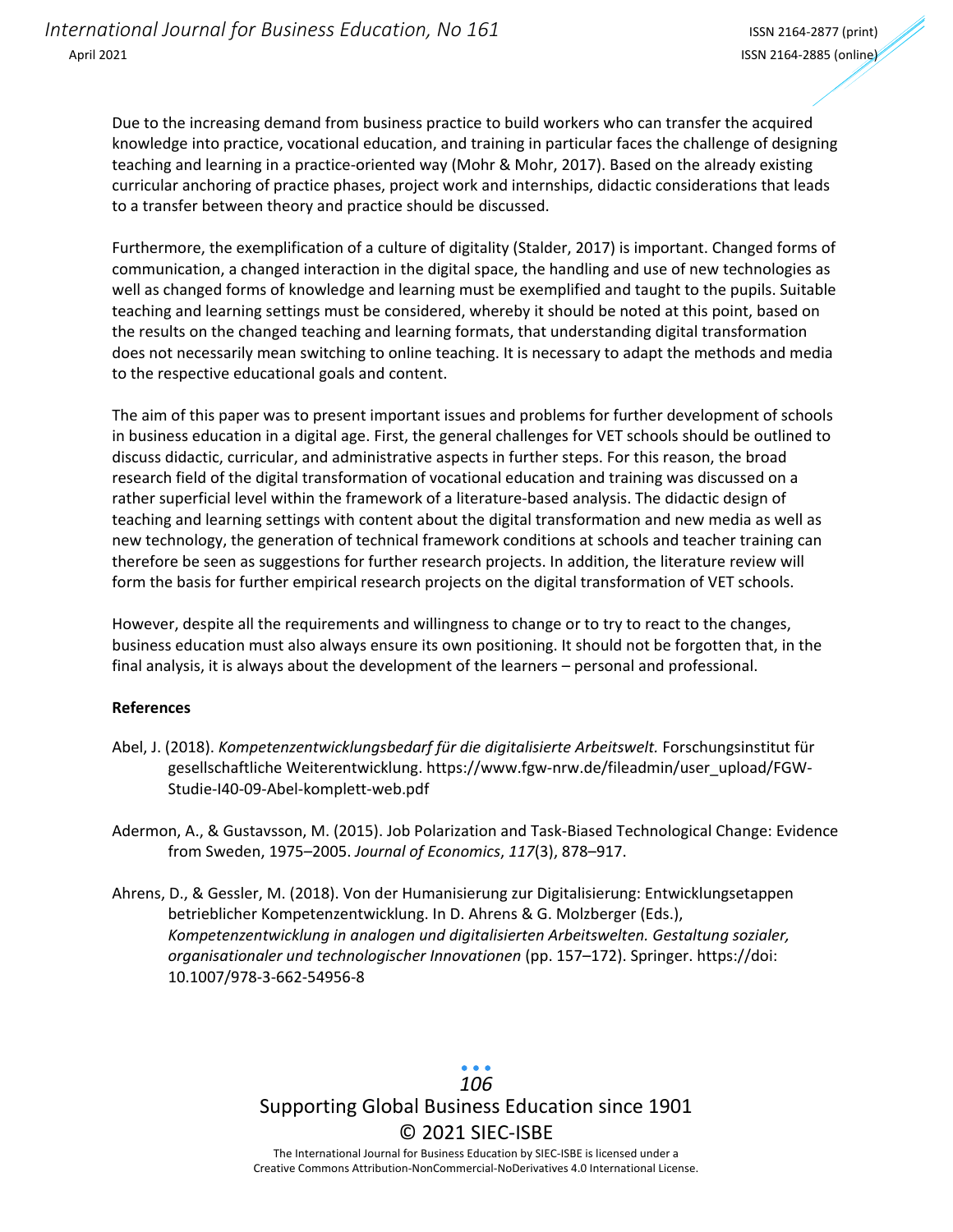Due to the increasing demand from business practice to build workers who can transfer the acquired knowledge into practice, vocational education, and training in particular faces the challenge of designing teaching and learning in a practice-oriented way (Mohr & Mohr, 2017). Based on the already existing curricular anchoring of practice phases, project work and internships, didactic considerations that leads to a transfer between theory and practice should be discussed.

Furthermore, the exemplification of a culture of digitality (Stalder, 2017) is important. Changed forms of communication, a changed interaction in the digital space, the handling and use of new technologies as well as changed forms of knowledge and learning must be exemplified and taught to the pupils. Suitable teaching and learning settings must be considered, whereby it should be noted at this point, based on the results on the changed teaching and learning formats, that understanding digital transformation does not necessarily mean switching to online teaching. It is necessary to adapt the methods and media to the respective educational goals and content.

The aim of this paper was to present important issues and problems for further development of schools in business education in a digital age. First, the general challenges for VET schools should be outlined to discuss didactic, curricular, and administrative aspects in further steps. For this reason, the broad research field of the digital transformation of vocational education and training was discussed on a rather superficial level within the framework of a literature-based analysis. The didactic design of teaching and learning settings with content about the digital transformation and new media as well as new technology, the generation of technical framework conditions at schools and teacher training can therefore be seen as suggestions for further research projects. In addition, the literature review will form the basis for further empirical research projects on the digital transformation of VET schools.

However, despite all the requirements and willingness to change or to try to react to the changes, business education must also always ensure its own positioning. It should not be forgotten that, in the final analysis, it is always about the development of the learners – personal and professional.

**References**

Abel, J. (2018). *Kompetenzentwicklungsbedarf für die digitalisierte Arbeitswelt.* Forschungsinstitut für gesellschaftliche Weiterentwicklung. https://www.fgw-nrw.de/fileadmin/user_upload/FGW-Studie-I40-09-Abel-komplett-web.pdf

Adermon, A., & Gustavsson, M. (2015). Job Polarization and Task-Biased Technological Change: Evidence from Sweden, 1975–2005. *Journal of Economics*, *117*(3), 878–917.

Ahrens, D., & Gessler, M. (2018). Von der Humanisierung zur Digitalisierung: Entwicklungsetappen betrieblicher Kompetenzentwicklung. In D. Ahrens & G. Molzberger (Eds.), *Kompetenzentwicklung in analogen und digitalisierten Arbeitswelten. Gestaltung sozialer, organisationaler und technologischer Innovationen* (pp. 157–172). Springer. https://doi: 10.1007/978-3-662-54956-8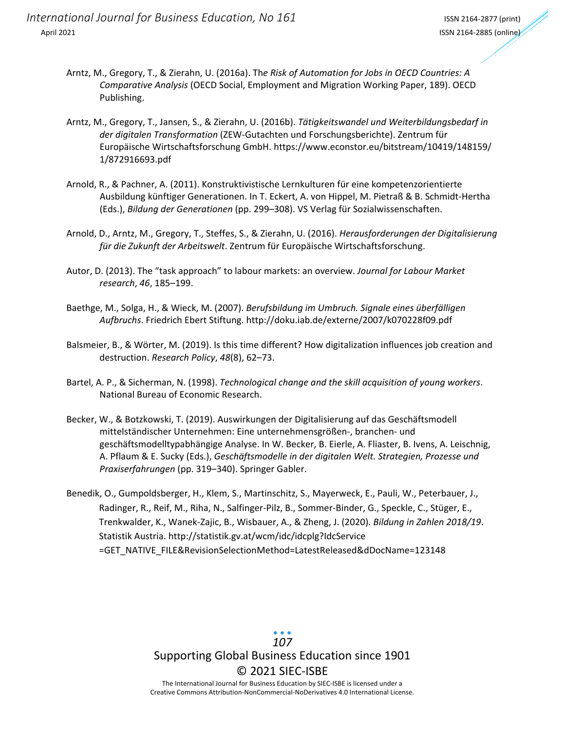Arntz, M., Gregory, T., & Zierahn, U. (2016a). The *Risk of Automation for Jobs in OECD Countries: A Comparative Analysis* (OECD Social, Employment and Migration Working Paper, 189). OECD Publishing.

Arntz, M., Gregory, T., Jansen, S., & Zierahn, U. (2016b). *Tätigkeitswandel und Weiterbildungsbedarf in der digitalen Transformation* (ZEW-Gutachten und Forschungsberichte). Zentrum für Europäische Wirtschaftsforschung GmbH. https://www.econstor.eu/bitstream/10419/148159/1/872916693.pdf

Arnold, R., & Pachner, A. (2011). Konstruktivistische Lernkulturen für eine kompetenzorientierte Ausbildung künftiger Generationen. In T. Eckert, A. von Hippel, M. Pietraß & B. Schmidt-Hertha (Eds.), *Bildung der Generationen* (pp. 299–308). VS Verlag für Sozialwissenschaften.

Arnold, D., Arntz, M., Gregory, T., Steffes, S., & Zierahn, U. (2016). *Herausforderungen der Digitalisierung für die Zukunft der Arbeitswelt*. Zentrum für Europäische Wirtschaftsforschung.

Autor, D. (2013). The "task approach" to labour markets: an overview. *Journal for Labour Market research*, *46*, 185–199.

Baethge, M., Solga, H., & Wieck, M. (2007). *Berufsbildung im Umbruch. Signale eines überfälligen Aufbruchs*. Friedrich Ebert Stiftung. http://doku.iab.de/externe/2007/k070228f09.pdf

Balsmeier, B., & Wörter, M. (2019). Is this time different? How digitalization influences job creation and destruction. *Research Policy*, *48*(8), 62–73.

Bartel, A. P., & Sicherman, N. (1998). *Technological change and the skill acquisition of young workers*. National Bureau of Economic Research.

Becker, W., & Botzkowski, T. (2019). Auswirkungen der Digitalisierung auf das Geschäftsmodell mittelständischer Unternehmen: Eine unternehmensgrößen-, branchen- und geschäftsmodelltypabhängige Analyse. In W. Becker, B. Eierle, A. Fliaster, B. Ivens, A. Leischnig, A. Pflaum & E. Sucky (Eds.), *Geschäftsmodelle in der digitalen Welt. Strategien, Prozesse und Praxiserfahrungen* (pp. 319–340). Springer Gabler.

Benedik, O., Gumpoldsberger, H., Klem, S., Martinschitz, S., Mayerweck, E., Pauli, W., Peterbauer, J., Radinger, R., Reif, M., Riha, N., Salfinger-Pilz, B., Sommer-Binder, G., Speckle, C., Stüger, E., Trenkwalder, K., Wanek-Zajic, B., Wisbauer, A., & Zheng, J. (2020). *Bildung in Zahlen 2018/19*. Statistik Austria. http://statistik.gv.at/wcm/idc/idcplg?IdcService=GET_NATIVE_FILE&RevisionSelectionMethod=LatestReleased&dDocName=123148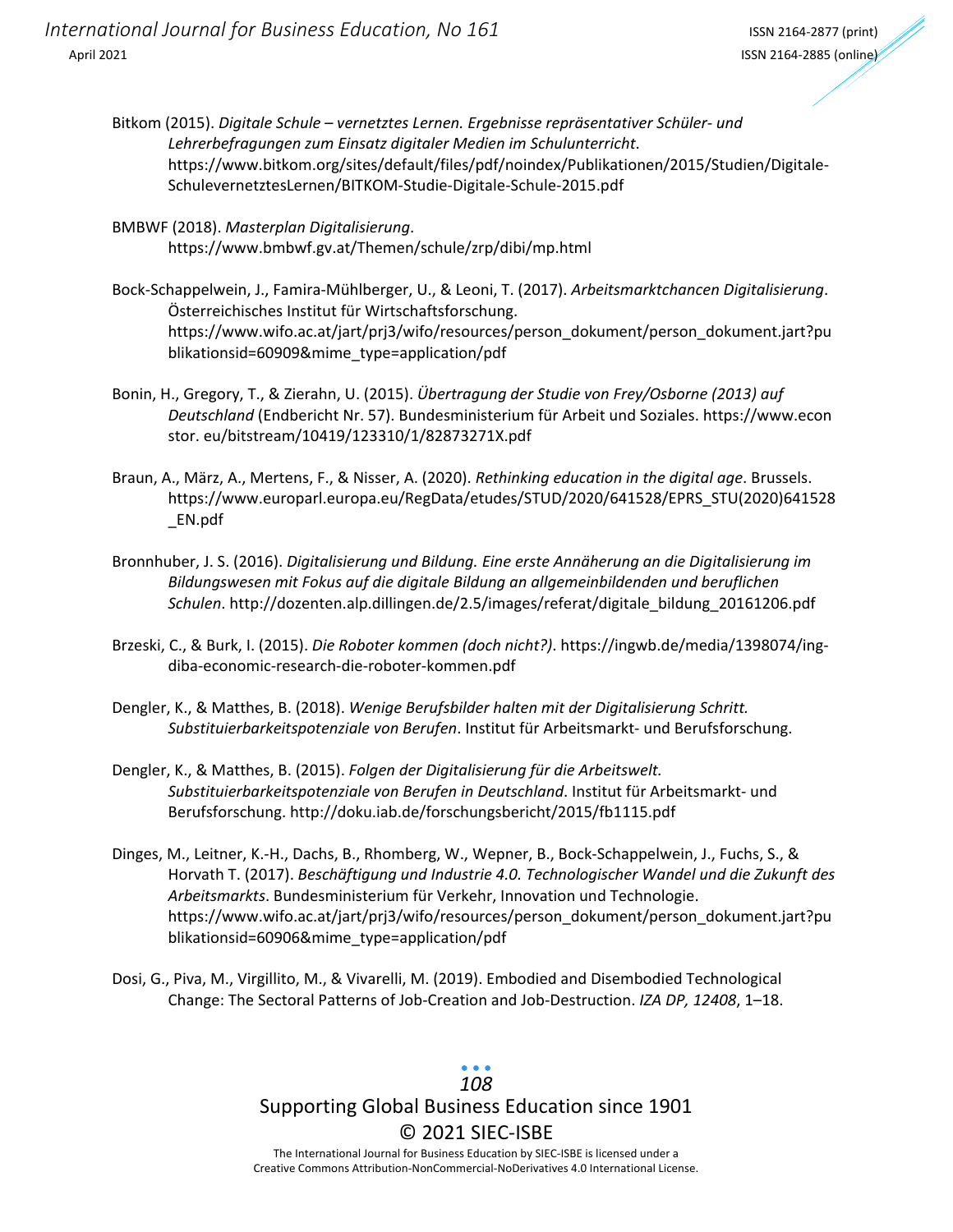Bitkom (2015). *Digitale Schule – vernetztes Lernen. Ergebnisse repräsentativer Schüler- und Lehrerbefragungen zum Einsatz digitaler Medien im Schulunterricht*. https://www.bitkom.org/sites/default/files/pdf/noindex/Publikationen/2015/Studien/Digitale-SchulevernetztesLernen/BITKOM-Studie-Digitale-Schule-2015.pdf

BMBWF (2018). *Masterplan Digitalisierung*. https://www.bmbwf.gv.at/Themen/schule/zrp/dibi/mp.html

Bock-Schappelwein, J., Famira-Mühlberger, U., & Leoni, T. (2017). *Arbeitsmarktchancen Digitalisierung*. Österreichisches Institut für Wirtschaftsforschung. https://www.wifo.ac.at/jart/prj3/wifo/resources/person_dokument/person_dokument.jart?publikationsid=60909&mime_type=application/pdf

Bonin, H., Gregory, T., & Zierahn, U. (2015). *Übertragung der Studie von Frey/Osborne (2013) auf Deutschland* (Endbericht Nr. 57). Bundesministerium für Arbeit und Soziales. https://www.econstor. eu/bitstream/10419/123310/1/82873271X.pdf

Braun, A., März, A., Mertens, F., & Nisser, A. (2020). *Rethinking education in the digital age*. Brussels. https://www.europarl.europa.eu/RegData/etudes/STUD/2020/641528/EPRS_STU(2020)641528_EN.pdf

Bronnhuber, J. S. (2016). *Digitalisierung und Bildung. Eine erste Annäherung an die Digitalisierung im Bildungswesen mit Fokus auf die digitale Bildung an allgemeinbildenden und beruflichen Schulen*. http://dozenten.alp.dillingen.de/2.5/images/referat/digitale_bildung_20161206.pdf

Brzeski, C., & Burk, I. (2015). *Die Roboter kommen (doch nicht?)*. https://ingwb.de/media/1398074/ing-diba-economic-research-die-roboter-kommen.pdf

Dengler, K., & Matthes, B. (2018). *Wenige Berufsbilder halten mit der Digitalisierung Schritt. Substituierbarkeitspotenziale von Berufen*. Institut für Arbeitsmarkt- und Berufsforschung.

Dengler, K., & Matthes, B. (2015). *Folgen der Digitalisierung für die Arbeitswelt. Substituierbarkeitspotenziale von Berufen in Deutschland*. Institut für Arbeitsmarkt- und Berufsforschung. http://doku.iab.de/forschungsbericht/2015/fb1115.pdf

Dinges, M., Leitner, K.-H., Dachs, B., Rhomberg, W., Wepner, B., Bock-Schappelwein, J., Fuchs, S., & Horvath T. (2017). *Beschäftigung und Industrie 4.0. Technologischer Wandel und die Zukunft des Arbeitsmarkts*. Bundesministerium für Verkehr, Innovation und Technologie. https://www.wifo.ac.at/jart/prj3/wifo/resources/person_dokument/person_dokument.jart?publikationsid=60906&mime_type=application/pdf

Dosi, G., Piva, M., Virgillito, M., & Vivarelli, M. (2019). Embodied and Disembodied Technological Change: The Sectoral Patterns of Job-Creation and Job-Destruction. *IZA DP, 12408*, 1–18.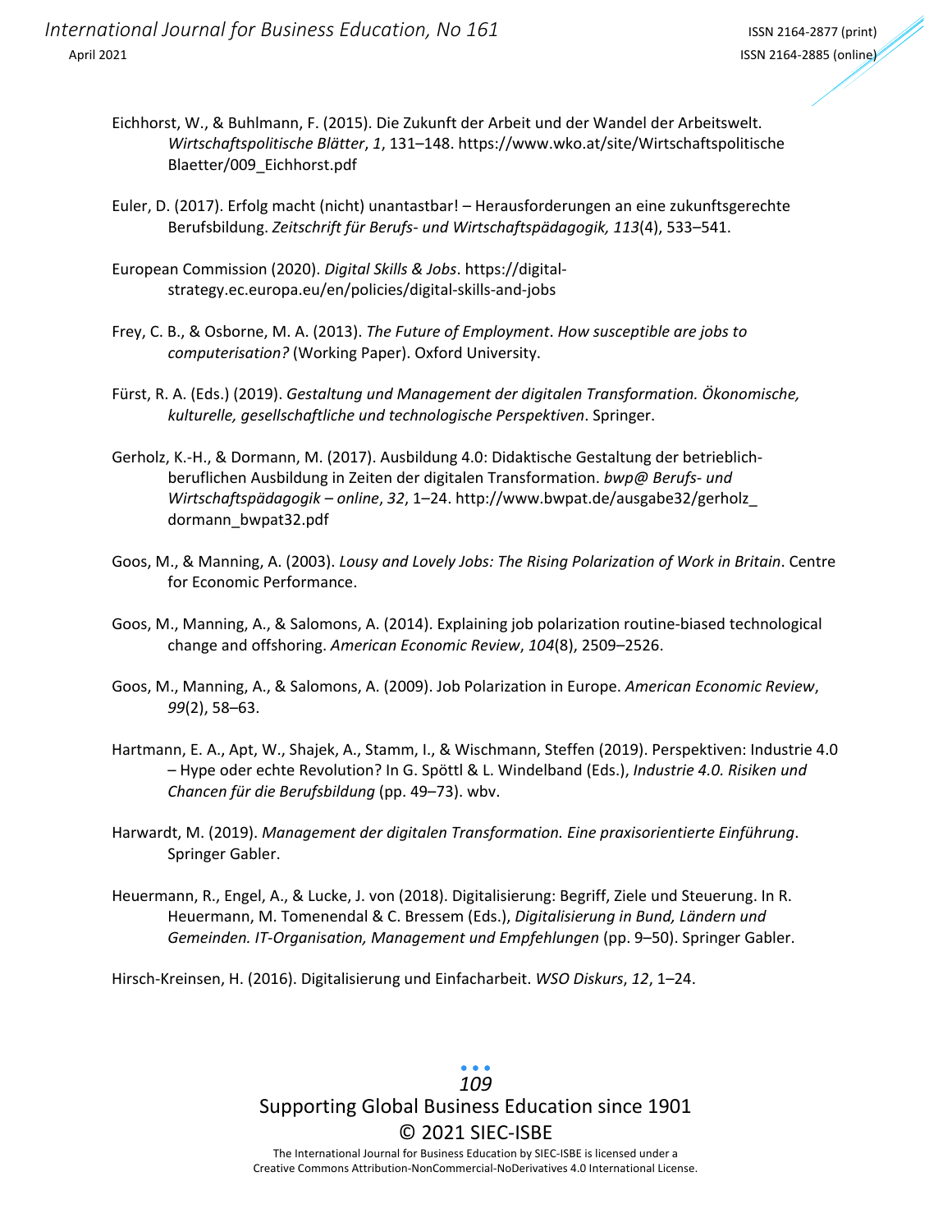Eichhorst, W., & Buhlmann, F. (2015). Die Zukunft der Arbeit und der Wandel der Arbeitswelt. *Wirtschaftspolitische Blätter*, *1*, 131–148. https://www.wko.at/site/Wirtschaftspolitische Blaetter/009_Eichhorst.pdf

Euler, D. (2017). Erfolg macht (nicht) unantastbar! – Herausforderungen an eine zukunftsgerechte Berufsbildung. *Zeitschrift für Berufs- und Wirtschaftspädagogik, 113*(4), 533–541.

European Commission (2020). *Digital Skills & Jobs*. https://digital-strategy.ec.europa.eu/en/policies/digital-skills-and-jobs

Frey, C. B., & Osborne, M. A. (2013). *The Future of Employment*. *How susceptible are jobs to computerisation?* (Working Paper). Oxford University.

Fürst, R. A. (Eds.) (2019). *Gestaltung und Management der digitalen Transformation. Ökonomische, kulturelle, gesellschaftliche und technologische Perspektiven*. Springer.

Gerholz, K.-H., & Dormann, M. (2017). Ausbildung 4.0: Didaktische Gestaltung der betrieblich-beruflichen Ausbildung in Zeiten der digitalen Transformation. *bwp@ Berufs- und Wirtschaftspädagogik – online*, *32*, 1–24. http://www.bwpat.de/ausgabe32/gerholz_dormann_bwpat32.pdf

Goos, M., & Manning, A. (2003). *Lousy and Lovely Jobs: The Rising Polarization of Work in Britain*. Centre for Economic Performance.

Goos, M., Manning, A., & Salomons, A. (2014). Explaining job polarization routine-biased technological change and offshoring. *American Economic Review*, *104*(8), 2509–2526.

Goos, M., Manning, A., & Salomons, A. (2009). Job Polarization in Europe. *American Economic Review*, *99*(2), 58–63.

Hartmann, E. A., Apt, W., Shajek, A., Stamm, I., & Wischmann, Steffen (2019). Perspektiven: Industrie 4.0 – Hype oder echte Revolution? In G. Spöttl & L. Windelband (Eds.), *Industrie 4.0. Risiken und Chancen für die Berufsbildung* (pp. 49–73). wbv.

Harwardt, M. (2019). *Management der digitalen Transformation. Eine praxisorientierte Einführung*. Springer Gabler.

Heuermann, R., Engel, A., & Lucke, J. von (2018). Digitalisierung: Begriff, Ziele und Steuerung. In R. Heuermann, M. Tomenendal & C. Bressem (Eds.), *Digitalisierung in Bund, Ländern und Gemeinden. IT-Organisation, Management und Empfehlungen* (pp. 9–50). Springer Gabler.

Hirsch-Kreinsen, H. (2016). Digitalisierung und Einfacharbeit. *WSO Diskurs*, *12*, 1–24.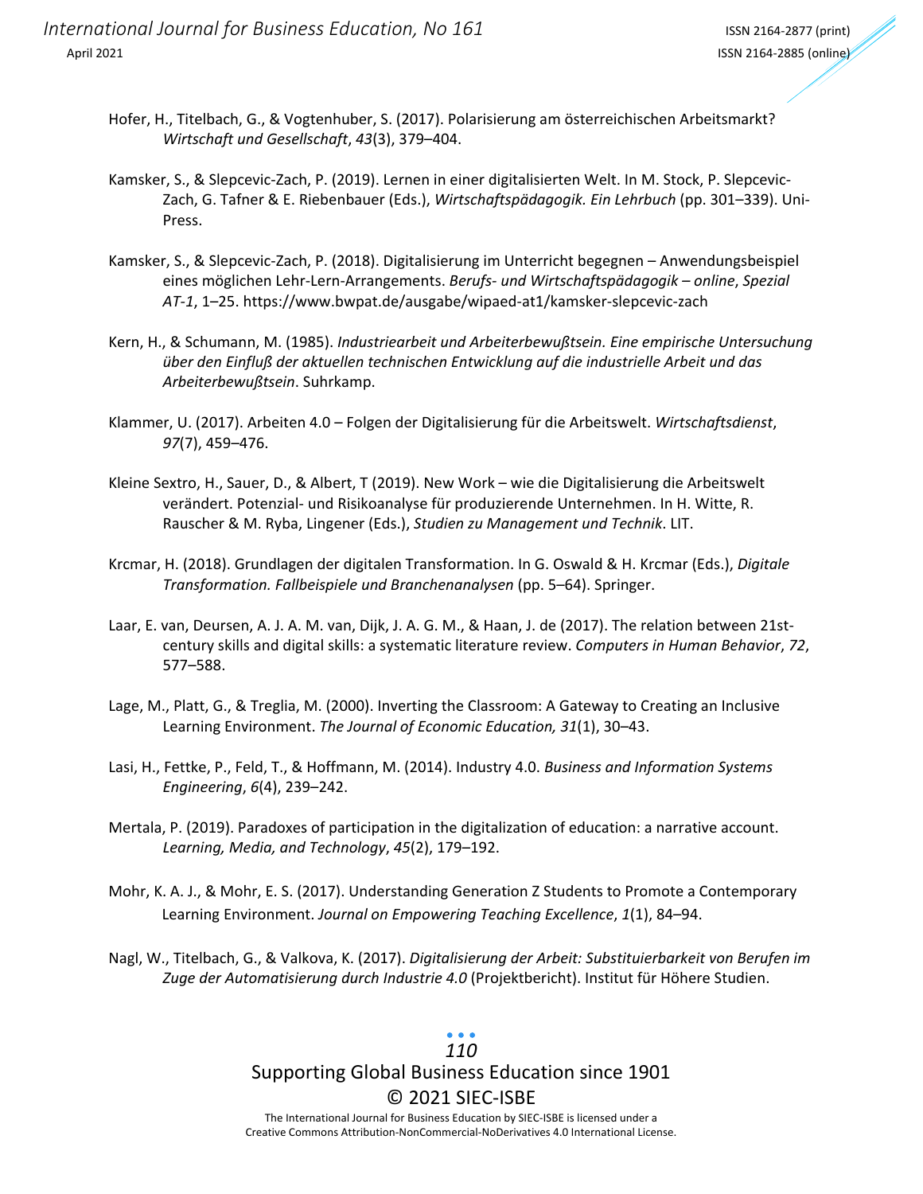Hofer, H., Titelbach, G., & Vogtenhuber, S. (2017). Polarisierung am österreichischen Arbeitsmarkt? *Wirtschaft und Gesellschaft*, *43*(3), 379–404.

Kamsker, S., & Slepcevic-Zach, P. (2019). Lernen in einer digitalisierten Welt. In M. Stock, P. Slepcevic-Zach, G. Tafner & E. Riebenbauer (Eds.), *Wirtschaftspädagogik. Ein Lehrbuch* (pp. 301–339). Uni-Press.

Kamsker, S., & Slepcevic-Zach, P. (2018). Digitalisierung im Unterricht begegnen – Anwendungsbeispiel eines möglichen Lehr-Lern-Arrangements. *Berufs- und Wirtschaftspädagogik – online*, *Spezial AT-1*, 1–25. https://www.bwpat.de/ausgabe/wipaed-at1/kamsker-slepcevic-zach

Kern, H., & Schumann, M. (1985). *Industriearbeit und Arbeiterbewußtsein. Eine empirische Untersuchung über den Einfluß der aktuellen technischen Entwicklung auf die industrielle Arbeit und das Arbeiterbewußtsein*. Suhrkamp.

Klammer, U. (2017). Arbeiten 4.0 – Folgen der Digitalisierung für die Arbeitswelt. *Wirtschaftsdienst*, *97*(7), 459–476.

Kleine Sextro, H., Sauer, D., & Albert, T (2019). New Work – wie die Digitalisierung die Arbeitswelt verändert. Potenzial- und Risikoanalyse für produzierende Unternehmen. In H. Witte, R. Rauscher & M. Ryba, Lingener (Eds.), *Studien zu Management und Technik*. LIT.

Krcmar, H. (2018). Grundlagen der digitalen Transformation. In G. Oswald & H. Krcmar (Eds.), *Digitale Transformation. Fallbeispiele und Branchenanalysen* (pp. 5–64). Springer.

Laar, E. van, Deursen, A. J. A. M. van, Dijk, J. A. G. M., & Haan, J. de (2017). The relation between 21st-century skills and digital skills: a systematic literature review. *Computers in Human Behavior*, *72*, 577–588.

Lage, M., Platt, G., & Treglia, M. (2000). Inverting the Classroom: A Gateway to Creating an Inclusive Learning Environment. *The Journal of Economic Education, 31*(1), 30–43.

Lasi, H., Fettke, P., Feld, T., & Hoffmann, M. (2014). Industry 4.0. *Business and Information Systems Engineering*, *6*(4), 239–242.

Mertala, P. (2019). Paradoxes of participation in the digitalization of education: a narrative account. *Learning, Media, and Technology*, *45*(2), 179–192.

Mohr, K. A. J., & Mohr, E. S. (2017). Understanding Generation Z Students to Promote a Contemporary Learning Environment. *Journal on Empowering Teaching Excellence*, *1*(1), 84–94.

Nagl, W., Titelbach, G., & Valkova, K. (2017). *Digitalisierung der Arbeit: Substituierbarkeit von Berufen im Zuge der Automatisierung durch Industrie 4.0* (Projektbericht). Institut für Höhere Studien.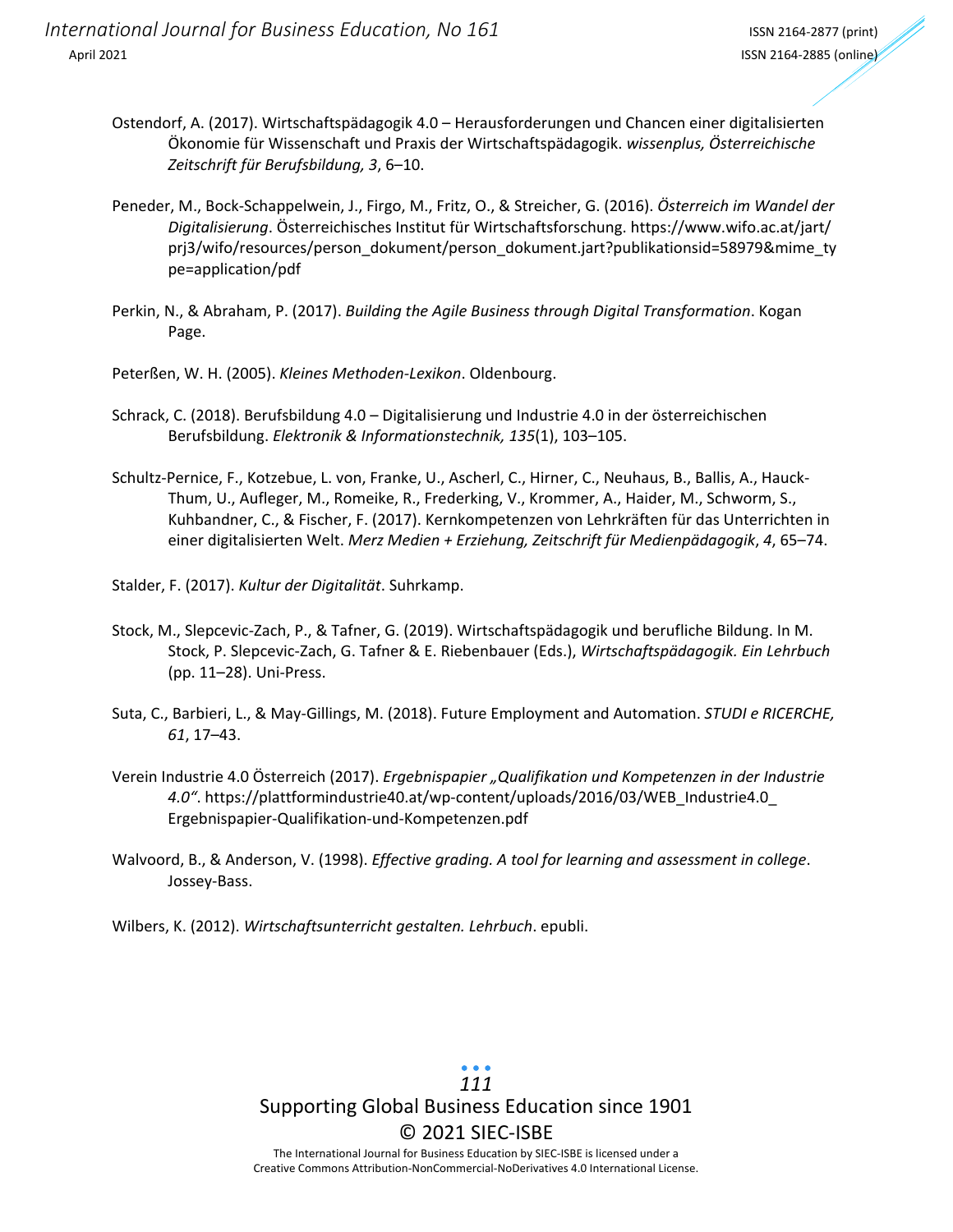Ostendorf, A. (2017). Wirtschaftspädagogik 4.0 – Herausforderungen und Chancen einer digitalisierten Ökonomie für Wissenschaft und Praxis der Wirtschaftspädagogik. *wissenplus, Österreichische Zeitschrift für Berufsbildung, 3*, 6–10.

Peneder, M., Bock-Schappelwein, J., Firgo, M., Fritz, O., & Streicher, G. (2016). *Österreich im Wandel der Digitalisierung*. Österreichisches Institut für Wirtschaftsforschung. https://www.wifo.ac.at/jart/prj3/wifo/resources/person_dokument/person_dokument.jart?publikationsid=58979&mime_type=application/pdf

Perkin, N., & Abraham, P. (2017). *Building the Agile Business through Digital Transformation*. Kogan Page.

Peterßen, W. H. (2005). *Kleines Methoden-Lexikon*. Oldenbourg.

Schrack, C. (2018). Berufsbildung 4.0 – Digitalisierung und Industrie 4.0 in der österreichischen Berufsbildung. *Elektronik & Informationstechnik, 135*(1), 103–105.

Schultz-Pernice, F., Kotzebue, L. von, Franke, U., Ascherl, C., Hirner, C., Neuhaus, B., Ballis, A., Hauck-Thum, U., Aufleger, M., Romeike, R., Frederking, V., Krommer, A., Haider, M., Schworm, S., Kuhbandner, C., & Fischer, F. (2017). Kernkompetenzen von Lehrkräften für das Unterrichten in einer digitalisierten Welt. *Merz Medien + Erziehung, Zeitschrift für Medienpädagogik*, *4*, 65–74.

Stalder, F. (2017). *Kultur der Digitalität*. Suhrkamp.

Stock, M., Slepcevic-Zach, P., & Tafner, G. (2019). Wirtschaftspädagogik und berufliche Bildung. In M. Stock, P. Slepcevic-Zach, G. Tafner & E. Riebenbauer (Eds.), *Wirtschaftspädagogik. Ein Lehrbuch* (pp. 11–28). Uni-Press.

Suta, C., Barbieri, L., & May-Gillings, M. (2018). Future Employment and Automation. *STUDI e RICERCHE, 61*, 17–43.

Verein Industrie 4.0 Österreich (2017). *Ergebnispapier „Qualifikation und Kompetenzen in der Industrie 4.0"*. https://plattformindustrie40.at/wp-content/uploads/2016/03/WEB_Industrie4.0_Ergebnispapier-Qualifikation-und-Kompetenzen.pdf

Walvoord, B., & Anderson, V. (1998). *Effective grading. A tool for learning and assessment in college*. Jossey-Bass.

Wilbers, K. (2012). *Wirtschaftsunterricht gestalten. Lehrbuch*. epubli.